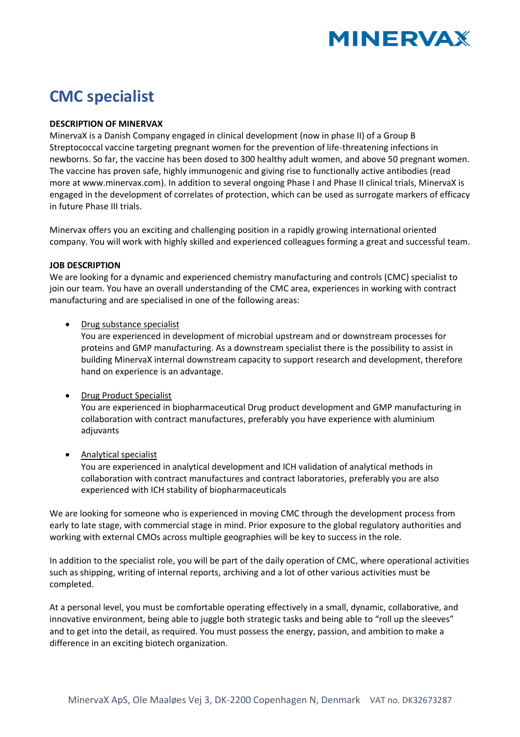# CMC specialist

**DESCRIPTION OF MINERVAX**

MinervaX is a Danish Company engaged in clinical development (now in phase II) of a Group B Streptococcal vaccine targeting pregnant women for the prevention of life-threatening infections in newborns. So far, the vaccine has been dosed to 300 healthy adult women, and above 50 pregnant women. The vaccine has proven safe, highly immunogenic and giving rise to functionally active antibodies (read more at www.minervax.com). In addition to several ongoing Phase I and Phase II clinical trials, MinervaX is engaged in the development of correlates of protection, which can be used as surrogate markers of efficacy in future Phase III trials.

Minervax offers you an exciting and challenging position in a rapidly growing international oriented company. You will work with highly skilled and experienced colleagues forming a great and successful team.

**JOB DESCRIPTION**

We are looking for a dynamic and experienced chemistry manufacturing and controls (CMC) specialist to join our team. You have an overall understanding of the CMC area, experiences in working with contract manufacturing and are specialised in one of the following areas:

- <u>Drug substance specialist</u>
  You are experienced in development of microbial upstream and or downstream processes for proteins and GMP manufacturing. As a downstream specialist there is the possibility to assist in building MinervaX internal downstream capacity to support research and development, therefore hand on experience is an advantage.

- <u>Drug Product Specialist</u>
  You are experienced in biopharmaceutical Drug product development and GMP manufacturing in collaboration with contract manufactures, preferably you have experience with aluminium adjuvants

- <u>Analytical specialist</u>
  You are experienced in analytical development and ICH validation of analytical methods in collaboration with contract manufactures and contract laboratories, preferably you are also experienced with ICH stability of biopharmaceuticals

We are looking for someone who is experienced in moving CMC through the development process from early to late stage, with commercial stage in mind. Prior exposure to the global regulatory authorities and working with external CMOs across multiple geographies will be key to success in the role.

In addition to the specialist role, you will be part of the daily operation of CMC, where operational activities such as shipping, writing of internal reports, archiving and a lot of other various activities must be completed.

At a personal level, you must be comfortable operating effectively in a small, dynamic, collaborative, and innovative environment, being able to juggle both strategic tasks and being able to "roll up the sleeves" and to get into the detail, as required. You must possess the energy, passion, and ambition to make a difference in an exciting biotech organization.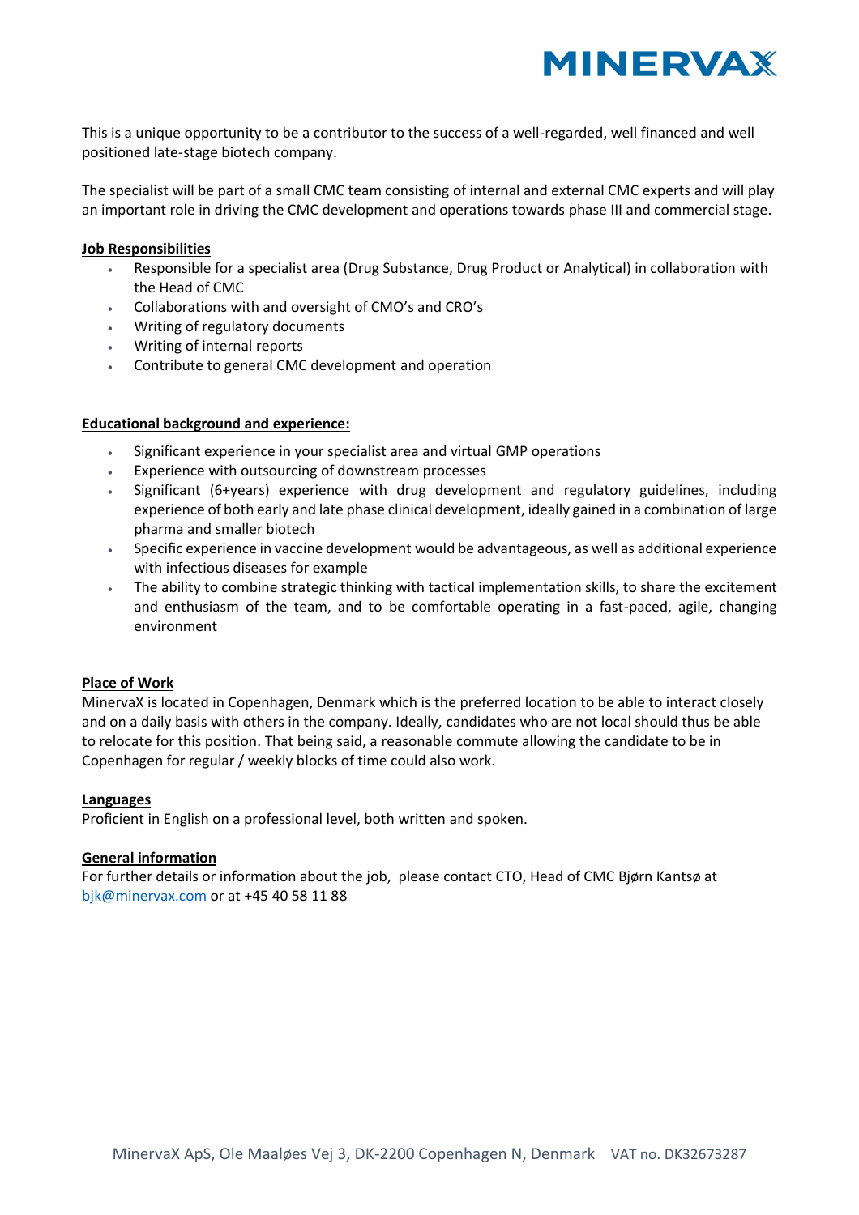This is a unique opportunity to be a contributor to the success of a well-regarded, well financed and well positioned late-stage biotech company.

The specialist will be part of a small CMC team consisting of internal and external CMC experts and will play an important role in driving the CMC development and operations towards phase III and commercial stage.

**Job Responsibilities**

- Responsible for a specialist area (Drug Substance, Drug Product or Analytical) in collaboration with the Head of CMC
- Collaborations with and oversight of CMO's and CRO's
- Writing of regulatory documents
- Writing of internal reports
- Contribute to general CMC development and operation

**Educational background and experience:**

- Significant experience in your specialist area and virtual GMP operations
- Experience with outsourcing of downstream processes
- Significant (6+years) experience with drug development and regulatory guidelines, including experience of both early and late phase clinical development, ideally gained in a combination of large pharma and smaller biotech
- Specific experience in vaccine development would be advantageous, as well as additional experience with infectious diseases for example
- The ability to combine strategic thinking with tactical implementation skills, to share the excitement and enthusiasm of the team, and to be comfortable operating in a fast-paced, agile, changing environment

**Place of Work**

MinervaX is located in Copenhagen, Denmark which is the preferred location to be able to interact closely and on a daily basis with others in the company. Ideally, candidates who are not local should thus be able to relocate for this position. That being said, a reasonable commute allowing the candidate to be in Copenhagen for regular / weekly blocks of time could also work.

**Languages**

Proficient in English on a professional level, both written and spoken.

**General information**

For further details or information about the job, please contact CTO, Head of CMC Bjørn Kantsø at bjk@minervax.com or at +45 40 58 11 88

MinervaX ApS, Ole Maaløes Vej 3, DK-2200 Copenhagen N, Denmark VAT no. DK32673287